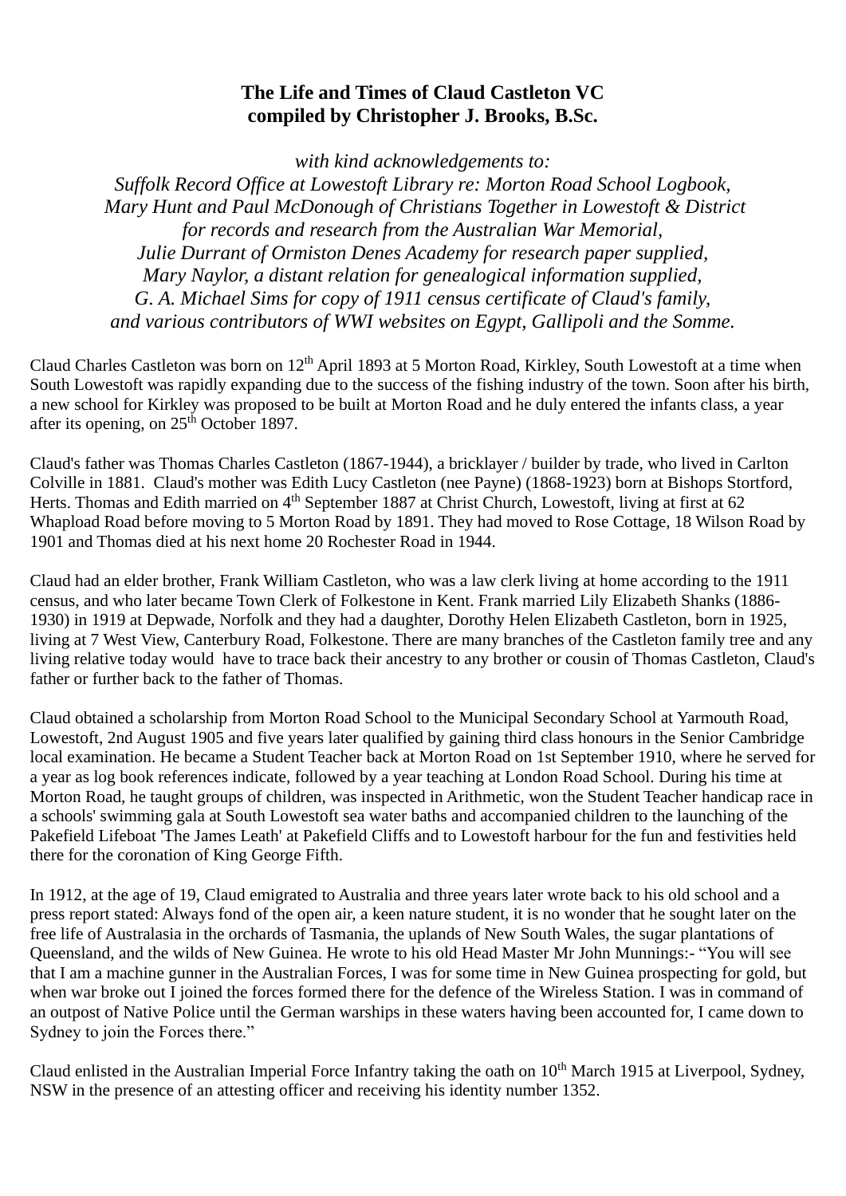# The Life and Times of Claud Castleton VC
**compiled by Christopher J. Brooks, B.Sc.**

*with kind acknowledgements to:*
*Suffolk Record Office at Lowestoft Library re: Morton Road School Logbook,*
*Mary Hunt and Paul McDonough of Christians Together in Lowestoft & District for records and research from the Australian War Memorial,*
*Julie Durrant of Ormiston Denes Academy for research paper supplied,*
*Mary Naylor, a distant relation for genealogical information supplied,*
*G. A. Michael Sims for copy of 1911 census certificate of Claud's family,*
*and various contributors of WWI websites on Egypt, Gallipoli and the Somme.*

Claud Charles Castleton was born on 12th April 1893 at 5 Morton Road, Kirkley, South Lowestoft at a time when South Lowestoft was rapidly expanding due to the success of the fishing industry of the town. Soon after his birth, a new school for Kirkley was proposed to be built at Morton Road and he duly entered the infants class, a year after its opening, on 25th October 1897.

Claud's father was Thomas Charles Castleton (1867-1944), a bricklayer / builder by trade, who lived in Carlton Colville in 1881. Claud's mother was Edith Lucy Castleton (nee Payne) (1868-1923) born at Bishops Stortford, Herts. Thomas and Edith married on 4th September 1887 at Christ Church, Lowestoft, living at first at 62 Whapload Road before moving to 5 Morton Road by 1891. They had moved to Rose Cottage, 18 Wilson Road by 1901 and Thomas died at his next home 20 Rochester Road in 1944.

Claud had an elder brother, Frank William Castleton, who was a law clerk living at home according to the 1911 census, and who later became Town Clerk of Folkestone in Kent. Frank married Lily Elizabeth Shanks (1886-1930) in 1919 at Depwade, Norfolk and they had a daughter, Dorothy Helen Elizabeth Castleton, born in 1925, living at 7 West View, Canterbury Road, Folkestone. There are many branches of the Castleton family tree and any living relative today would have to trace back their ancestry to any brother or cousin of Thomas Castleton, Claud's father or further back to the father of Thomas.

Claud obtained a scholarship from Morton Road School to the Municipal Secondary School at Yarmouth Road, Lowestoft, 2nd August 1905 and five years later qualified by gaining third class honours in the Senior Cambridge local examination. He became a Student Teacher back at Morton Road on 1st September 1910, where he served for a year as log book references indicate, followed by a year teaching at London Road School. During his time at Morton Road, he taught groups of children, was inspected in Arithmetic, won the Student Teacher handicap race in a schools' swimming gala at South Lowestoft sea water baths and accompanied children to the launching of the Pakefield Lifeboat 'The James Leath' at Pakefield Cliffs and to Lowestoft harbour for the fun and festivities held there for the coronation of King George Fifth.

In 1912, at the age of 19, Claud emigrated to Australia and three years later wrote back to his old school and a press report stated: Always fond of the open air, a keen nature student, it is no wonder that he sought later on the free life of Australasia in the orchards of Tasmania, the uplands of New South Wales, the sugar plantations of Queensland, and the wilds of New Guinea. He wrote to his old Head Master Mr John Munnings:- "You will see that I am a machine gunner in the Australian Forces, I was for some time in New Guinea prospecting for gold, but when war broke out I joined the forces formed there for the defence of the Wireless Station. I was in command of an outpost of Native Police until the German warships in these waters having been accounted for, I came down to Sydney to join the Forces there."

Claud enlisted in the Australian Imperial Force Infantry taking the oath on 10th March 1915 at Liverpool, Sydney, NSW in the presence of an attesting officer and receiving his identity number 1352.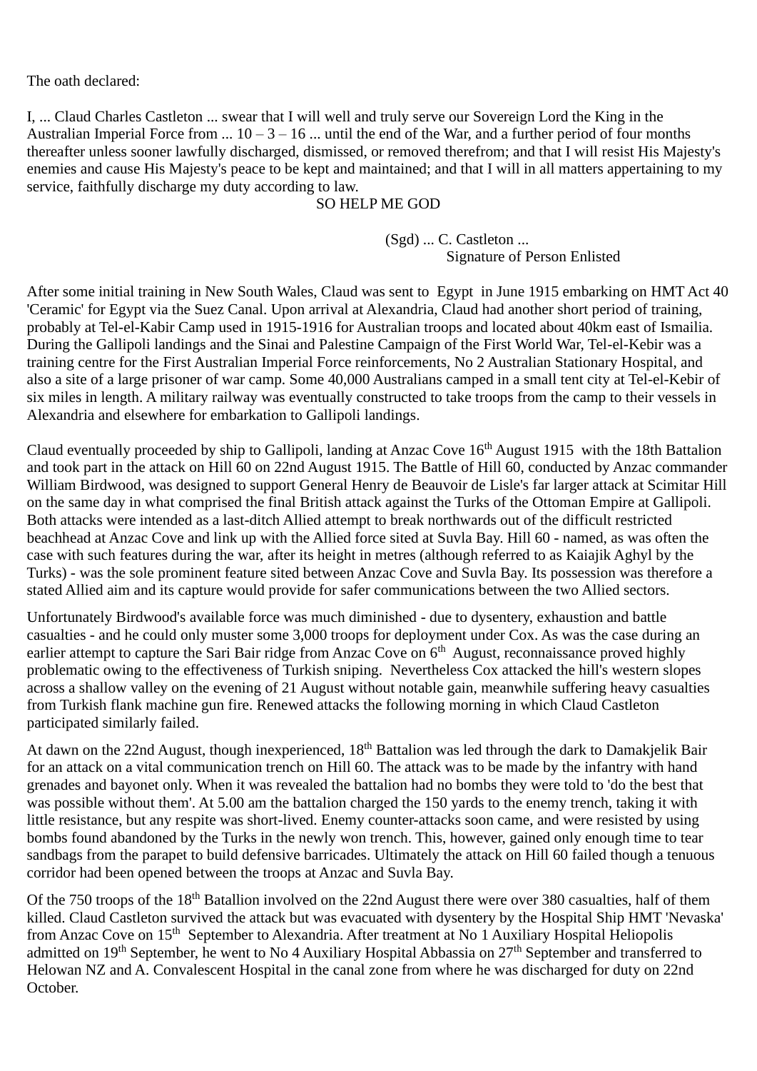The oath declared:

I, ... Claud Charles Castleton ... swear that I will well and truly serve our Sovereign Lord the King in the Australian Imperial Force from ... 10 – 3 – 16 ... until the end of the War, and a further period of four months thereafter unless sooner lawfully discharged, dismissed, or removed therefrom; and that I will resist His Majesty's enemies and cause His Majesty's peace to be kept and maintained; and that I will in all matters appertaining to my service, faithfully discharge my duty according to law.

SO HELP ME GOD

(Sgd) ... C. Castleton ...
Signature of Person Enlisted

After some initial training in New South Wales, Claud was sent to Egypt in June 1915 embarking on HMT Act 40 'Ceramic' for Egypt via the Suez Canal. Upon arrival at Alexandria, Claud had another short period of training, probably at Tel-el-Kabir Camp used in 1915-1916 for Australian troops and located about 40km east of Ismailia. During the Gallipoli landings and the Sinai and Palestine Campaign of the First World War, Tel-el-Kebir was a training centre for the First Australian Imperial Force reinforcements, No 2 Australian Stationary Hospital, and also a site of a large prisoner of war camp. Some 40,000 Australians camped in a small tent city at Tel-el-Kebir of six miles in length. A military railway was eventually constructed to take troops from the camp to their vessels in Alexandria and elsewhere for embarkation to Gallipoli landings.

Claud eventually proceeded by ship to Gallipoli, landing at Anzac Cove 16th August 1915 with the 18th Battalion and took part in the attack on Hill 60 on 22nd August 1915. The Battle of Hill 60, conducted by Anzac commander William Birdwood, was designed to support General Henry de Beauvoir de Lisle's far larger attack at Scimitar Hill on the same day in what comprised the final British attack against the Turks of the Ottoman Empire at Gallipoli. Both attacks were intended as a last-ditch Allied attempt to break northwards out of the difficult restricted beachhead at Anzac Cove and link up with the Allied force sited at Suvla Bay. Hill 60 - named, as was often the case with such features during the war, after its height in metres (although referred to as Kaiajik Aghyl by the Turks) - was the sole prominent feature sited between Anzac Cove and Suvla Bay. Its possession was therefore a stated Allied aim and its capture would provide for safer communications between the two Allied sectors.

Unfortunately Birdwood's available force was much diminished - due to dysentery, exhaustion and battle casualties - and he could only muster some 3,000 troops for deployment under Cox. As was the case during an earlier attempt to capture the Sari Bair ridge from Anzac Cove on 6th August, reconnaissance proved highly problematic owing to the effectiveness of Turkish sniping. Nevertheless Cox attacked the hill's western slopes across a shallow valley on the evening of 21 August without notable gain, meanwhile suffering heavy casualties from Turkish flank machine gun fire. Renewed attacks the following morning in which Claud Castleton participated similarly failed.

At dawn on the 22nd August, though inexperienced, 18th Battalion was led through the dark to Damakjelik Bair for an attack on a vital communication trench on Hill 60. The attack was to be made by the infantry with hand grenades and bayonet only. When it was revealed the battalion had no bombs they were told to 'do the best that was possible without them'. At 5.00 am the battalion charged the 150 yards to the enemy trench, taking it with little resistance, but any respite was short-lived. Enemy counter-attacks soon came, and were resisted by using bombs found abandoned by the Turks in the newly won trench. This, however, gained only enough time to tear sandbags from the parapet to build defensive barricades. Ultimately the attack on Hill 60 failed though a tenuous corridor had been opened between the troops at Anzac and Suvla Bay.

Of the 750 troops of the 18th Batallion involved on the 22nd August there were over 380 casualties, half of them killed. Claud Castleton survived the attack but was evacuated with dysentery by the Hospital Ship HMT 'Nevaska' from Anzac Cove on 15th September to Alexandria. After treatment at No 1 Auxiliary Hospital Heliopolis admitted on 19th September, he went to No 4 Auxiliary Hospital Abbassia on 27th September and transferred to Helowan NZ and A. Convalescent Hospital in the canal zone from where he was discharged for duty on 22nd October.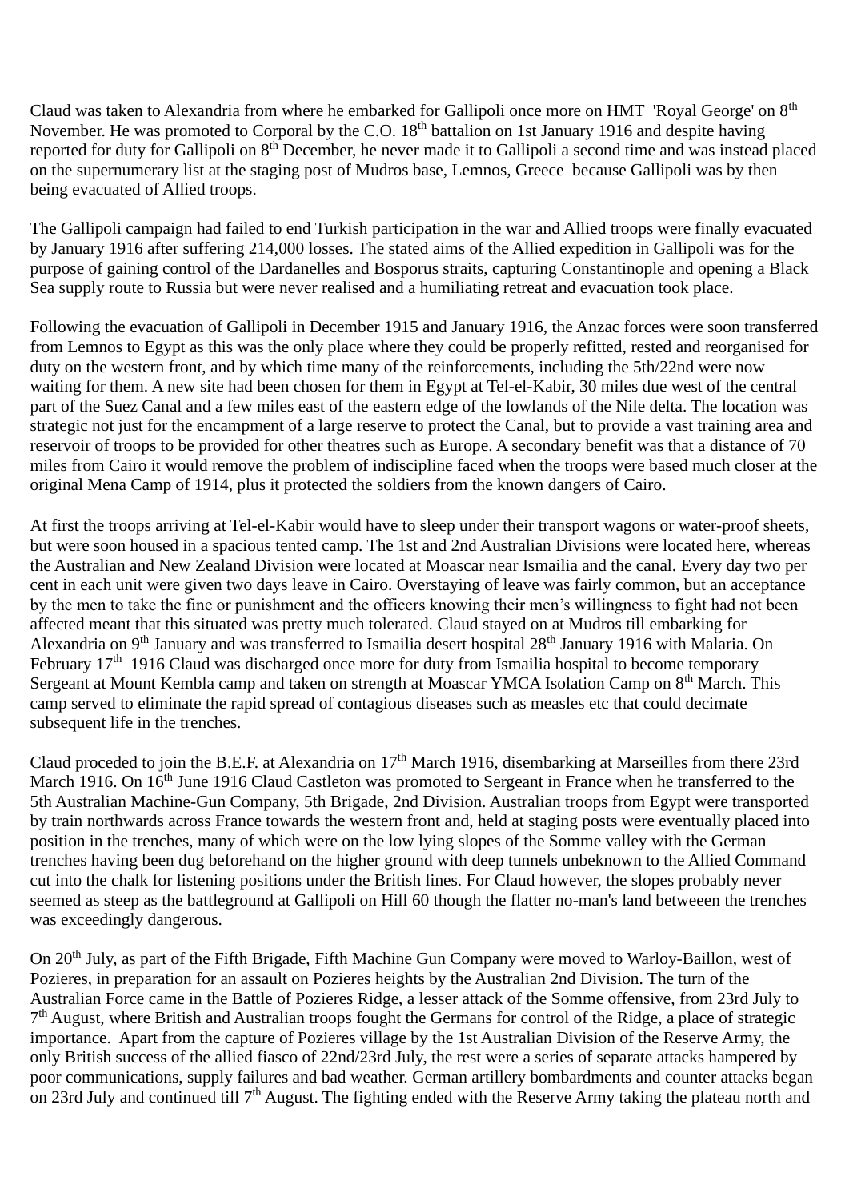Claud was taken to Alexandria from where he embarked for Gallipoli once more on HMT 'Royal George' on 8th November. He was promoted to Corporal by the C.O. 18th battalion on 1st January 1916 and despite having reported for duty for Gallipoli on 8th December, he never made it to Gallipoli a second time and was instead placed on the supernumerary list at the staging post of Mudros base, Lemnos, Greece because Gallipoli was by then being evacuated of Allied troops.

The Gallipoli campaign had failed to end Turkish participation in the war and Allied troops were finally evacuated by January 1916 after suffering 214,000 losses. The stated aims of the Allied expedition in Gallipoli was for the purpose of gaining control of the Dardanelles and Bosporus straits, capturing Constantinople and opening a Black Sea supply route to Russia but were never realised and a humiliating retreat and evacuation took place.

Following the evacuation of Gallipoli in December 1915 and January 1916, the Anzac forces were soon transferred from Lemnos to Egypt as this was the only place where they could be properly refitted, rested and reorganised for duty on the western front, and by which time many of the reinforcements, including the 5th/22nd were now waiting for them. A new site had been chosen for them in Egypt at Tel-el-Kabir, 30 miles due west of the central part of the Suez Canal and a few miles east of the eastern edge of the lowlands of the Nile delta. The location was strategic not just for the encampment of a large reserve to protect the Canal, but to provide a vast training area and reservoir of troops to be provided for other theatres such as Europe. A secondary benefit was that a distance of 70 miles from Cairo it would remove the problem of indiscipline faced when the troops were based much closer at the original Mena Camp of 1914, plus it protected the soldiers from the known dangers of Cairo.

At first the troops arriving at Tel-el-Kabir would have to sleep under their transport wagons or water-proof sheets, but were soon housed in a spacious tented camp. The 1st and 2nd Australian Divisions were located here, whereas the Australian and New Zealand Division were located at Moascar near Ismailia and the canal. Every day two per cent in each unit were given two days leave in Cairo. Overstaying of leave was fairly common, but an acceptance by the men to take the fine or punishment and the officers knowing their men's willingness to fight had not been affected meant that this situated was pretty much tolerated. Claud stayed on at Mudros till embarking for Alexandria on 9th January and was transferred to Ismailia desert hospital 28th January 1916 with Malaria. On February 17th 1916 Claud was discharged once more for duty from Ismailia hospital to become temporary Sergeant at Mount Kembla camp and taken on strength at Moascar YMCA Isolation Camp on 8th March. This camp served to eliminate the rapid spread of contagious diseases such as measles etc that could decimate subsequent life in the trenches.

Claud proceded to join the B.E.F. at Alexandria on 17th March 1916, disembarking at Marseilles from there 23rd March 1916. On 16th June 1916 Claud Castleton was promoted to Sergeant in France when he transferred to the 5th Australian Machine-Gun Company, 5th Brigade, 2nd Division. Australian troops from Egypt were transported by train northwards across France towards the western front and, held at staging posts were eventually placed into position in the trenches, many of which were on the low lying slopes of the Somme valley with the German trenches having been dug beforehand on the higher ground with deep tunnels unbeknown to the Allied Command cut into the chalk for listening positions under the British lines. For Claud however, the slopes probably never seemed as steep as the battleground at Gallipoli on Hill 60 though the flatter no-man's land betweeen the trenches was exceedingly dangerous.

On 20th July, as part of the Fifth Brigade, Fifth Machine Gun Company were moved to Warloy-Baillon, west of Pozieres, in preparation for an assault on Pozieres heights by the Australian 2nd Division. The turn of the Australian Force came in the Battle of Pozieres Ridge, a lesser attack of the Somme offensive, from 23rd July to 7th August, where British and Australian troops fought the Germans for control of the Ridge, a place of strategic importance. Apart from the capture of Pozieres village by the 1st Australian Division of the Reserve Army, the only British success of the allied fiasco of 22nd/23rd July, the rest were a series of separate attacks hampered by poor communications, supply failures and bad weather. German artillery bombardments and counter attacks began on 23rd July and continued till 7th August. The fighting ended with the Reserve Army taking the plateau north and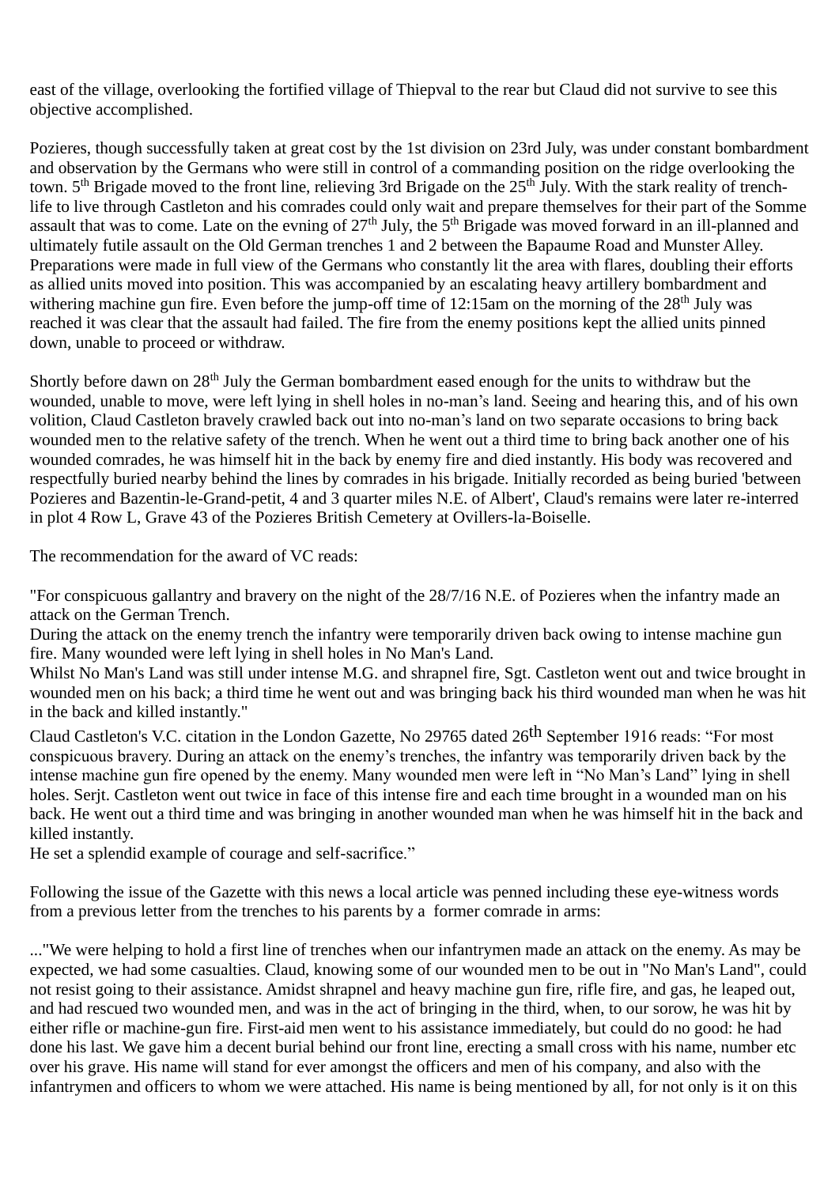east of the village, overlooking the fortified village of Thiepval to the rear but Claud did not survive to see this objective accomplished.

Pozieres, though successfully taken at great cost by the 1st division on 23rd July, was under constant bombardment and observation by the Germans who were still in control of a commanding position on the ridge overlooking the town. 5th Brigade moved to the front line, relieving 3rd Brigade on the 25th July. With the stark reality of trench-life to live through Castleton and his comrades could only wait and prepare themselves for their part of the Somme assault that was to come. Late on the evning of 27th July, the 5th Brigade was moved forward in an ill-planned and ultimately futile assault on the Old German trenches 1 and 2 between the Bapaume Road and Munster Alley. Preparations were made in full view of the Germans who constantly lit the area with flares, doubling their efforts as allied units moved into position. This was accompanied by an escalating heavy artillery bombardment and withering machine gun fire. Even before the jump-off time of 12:15am on the morning of the 28th July was reached it was clear that the assault had failed. The fire from the enemy positions kept the allied units pinned down, unable to proceed or withdraw.

Shortly before dawn on 28th July the German bombardment eased enough for the units to withdraw but the wounded, unable to move, were left lying in shell holes in no-man's land. Seeing and hearing this, and of his own volition, Claud Castleton bravely crawled back out into no-man's land on two separate occasions to bring back wounded men to the relative safety of the trench. When he went out a third time to bring back another one of his wounded comrades, he was himself hit in the back by enemy fire and died instantly. His body was recovered and respectfully buried nearby behind the lines by comrades in his brigade. Initially recorded as being buried 'between Pozieres and Bazentin-le-Grand-petit, 4 and 3 quarter miles N.E. of Albert', Claud's remains were later re-interred in plot 4 Row L, Grave 43 of the Pozieres British Cemetery at Ovillers-la-Boiselle.

The recommendation for the award of VC reads:

"For conspicuous gallantry and bravery on the night of the 28/7/16 N.E. of Pozieres when the infantry made an attack on the German Trench.
During the attack on the enemy trench the infantry were temporarily driven back owing to intense machine gun fire. Many wounded were left lying in shell holes in No Man's Land.
Whilst No Man's Land was still under intense M.G. and shrapnel fire, Sgt. Castleton went out and twice brought in wounded men on his back; a third time he went out and was bringing back his third wounded man when he was hit in the back and killed instantly."

Claud Castleton's V.C. citation in the London Gazette, No 29765 dated 26th September 1916 reads: "For most conspicuous bravery. During an attack on the enemy's trenches, the infantry was temporarily driven back by the intense machine gun fire opened by the enemy. Many wounded men were left in "No Man's Land" lying in shell holes. Serjt. Castleton went out twice in face of this intense fire and each time brought in a wounded man on his back. He went out a third time and was bringing in another wounded man when he was himself hit in the back and killed instantly.
He set a splendid example of courage and self-sacrifice."

Following the issue of the Gazette with this news a local article was penned including these eye-witness words from a previous letter from the trenches to his parents by a former comrade in arms:

..."We were helping to hold a first line of trenches when our infantrymen made an attack on the enemy. As may be expected, we had some casualties. Claud, knowing some of our wounded men to be out in "No Man's Land", could not resist going to their assistance. Amidst shrapnel and heavy machine gun fire, rifle fire, and gas, he leaped out, and had rescued two wounded men, and was in the act of bringing in the third, when, to our sorow, he was hit by either rifle or machine-gun fire. First-aid men went to his assistance immediately, but could do no good: he had done his last. We gave him a decent burial behind our front line, erecting a small cross with his name, number etc over his grave. His name will stand for ever amongst the officers and men of his company, and also with the infantrymen and officers to whom we were attached. His name is being mentioned by all, for not only is it on this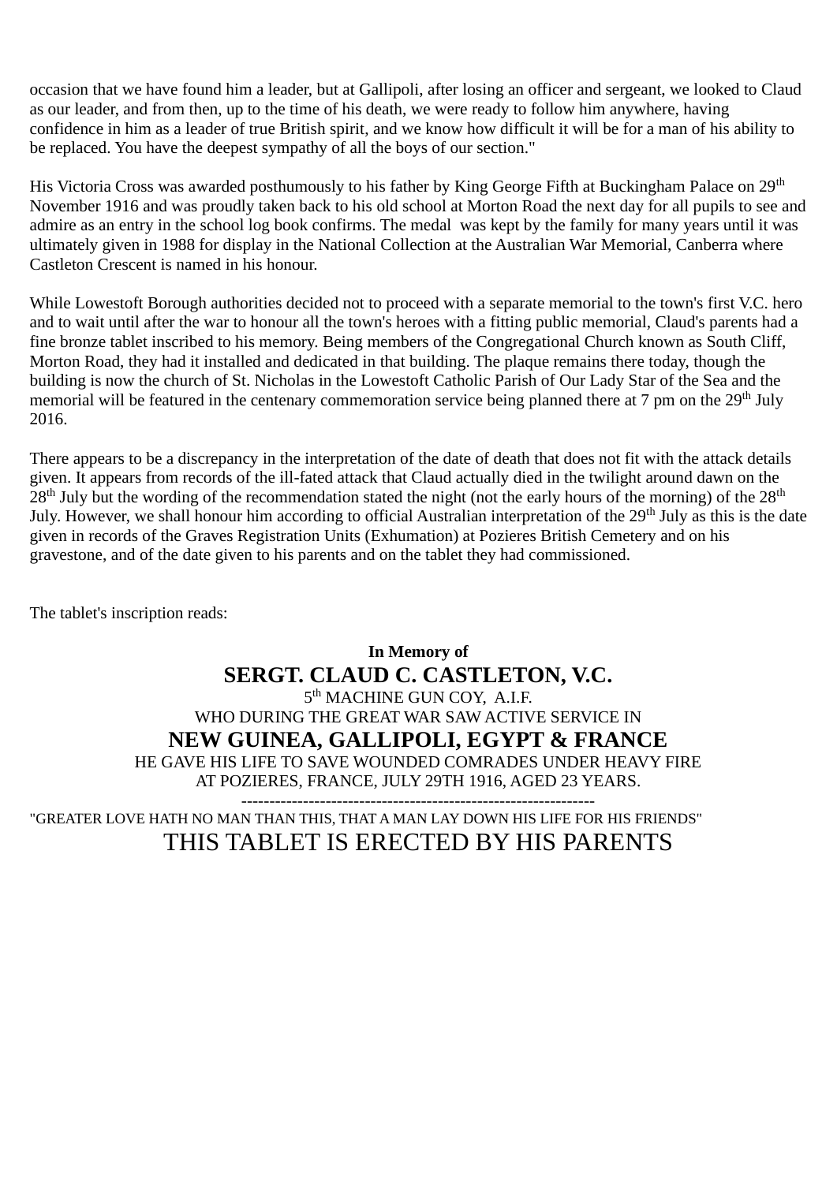occasion that we have found him a leader, but at Gallipoli, after losing an officer and sergeant, we looked to Claud as our leader, and from then, up to the time of his death, we were ready to follow him anywhere, having confidence in him as a leader of true British spirit, and we know how difficult it will be for a man of his ability to be replaced. You have the deepest sympathy of all the boys of our section."

His Victoria Cross was awarded posthumously to his father by King George Fifth at Buckingham Palace on 29th November 1916 and was proudly taken back to his old school at Morton Road the next day for all pupils to see and admire as an entry in the school log book confirms. The medal was kept by the family for many years until it was ultimately given in 1988 for display in the National Collection at the Australian War Memorial, Canberra where Castleton Crescent is named in his honour.

While Lowestoft Borough authorities decided not to proceed with a separate memorial to the town's first V.C. hero and to wait until after the war to honour all the town's heroes with a fitting public memorial, Claud's parents had a fine bronze tablet inscribed to his memory. Being members of the Congregational Church known as South Cliff, Morton Road, they had it installed and dedicated in that building. The plaque remains there today, though the building is now the church of St. Nicholas in the Lowestoft Catholic Parish of Our Lady Star of the Sea and the memorial will be featured in the centenary commemoration service being planned there at 7 pm on the 29th July 2016.

There appears to be a discrepancy in the interpretation of the date of death that does not fit with the attack details given. It appears from records of the ill-fated attack that Claud actually died in the twilight around dawn on the 28th July but the wording of the recommendation stated the night (not the early hours of the morning) of the 28th July. However, we shall honour him according to official Australian interpretation of the 29th July as this is the date given in records of the Graves Registration Units (Exhumation) at Pozieres British Cemetery and on his gravestone, and of the date given to his parents and on the tablet they had commissioned.

The tablet's inscription reads:

**In Memory of**

**SERGT. CLAUD C. CASTLETON, V.C.**

5th MACHINE GUN COY, A.I.F.

WHO DURING THE GREAT WAR SAW ACTIVE SERVICE IN

**NEW GUINEA, GALLIPOLI, EGYPT & FRANCE**

HE GAVE HIS LIFE TO SAVE WOUNDED COMRADES UNDER HEAVY FIRE

AT POZIERES, FRANCE, JULY 29TH 1916, AGED 23 YEARS.

-----------------------------------------------------------------

"GREATER LOVE HATH NO MAN THAN THIS, THAT A MAN LAY DOWN HIS LIFE FOR HIS FRIENDS"

THIS TABLET IS ERECTED BY HIS PARENTS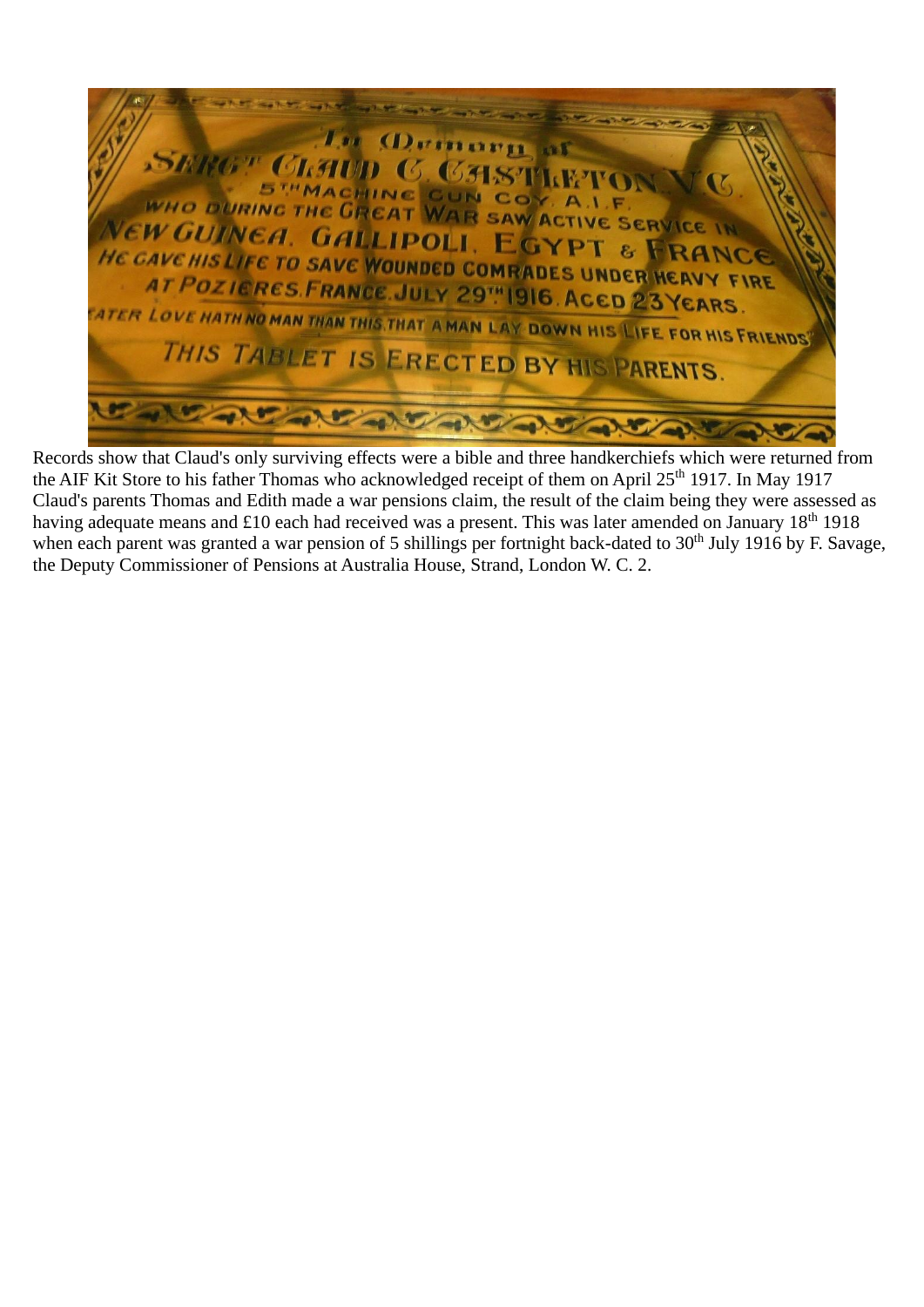Records show that Claud's only surviving effects were a bible and three handkerchiefs which were returned from the AIF Kit Store to his father Thomas who acknowledged receipt of them on April 25th 1917. In May 1917 Claud's parents Thomas and Edith made a war pensions claim, the result of the claim being they were assessed as having adequate means and £10 each had received was a present. This was later amended on January 18th 1918 when each parent was granted a war pension of 5 shillings per fortnight back-dated to 30th July 1916 by F. Savage, the Deputy Commissioner of Pensions at Australia House, Strand, London W. C. 2.